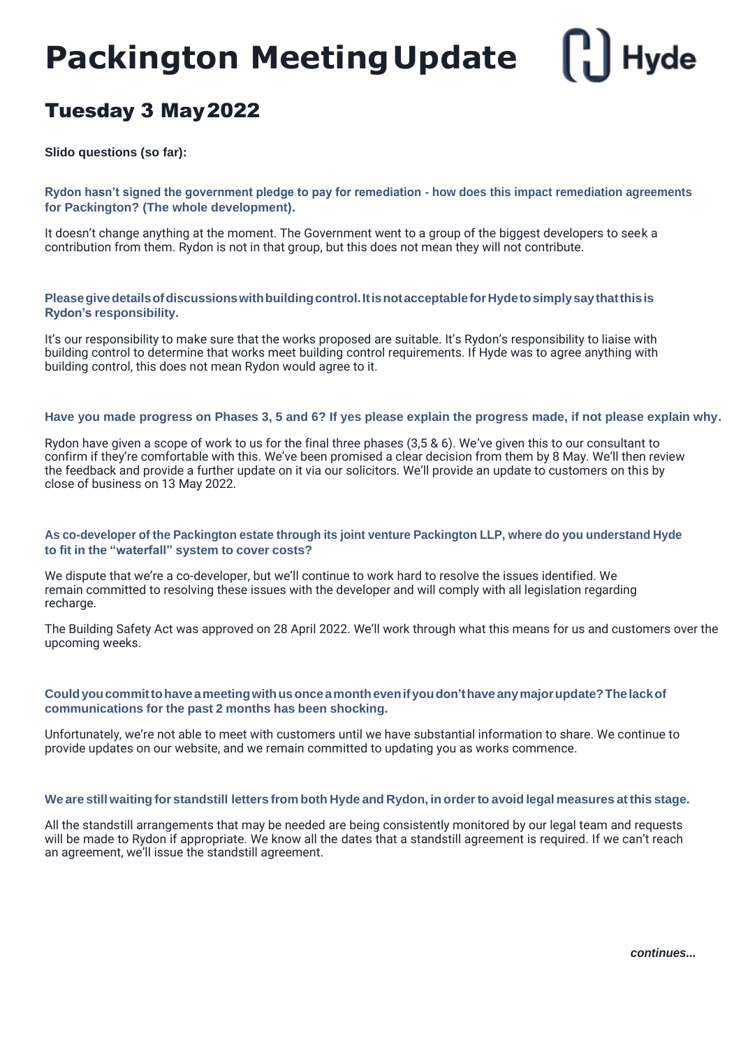# Packington Meeting Update

## Tuesday 3 May 2022

**Slido questions (so far):**

**Rydon hasn't signed the government pledge to pay for remediation - how does this impact remediation agreements for Packington? (The whole development).**

It doesn't change anything at the moment. The Government went to a group of the biggest developers to seek a contribution from them. Rydon is not in that group, but this does not mean they will not contribute.

**Please give details of discussions with building control. It is not acceptable for Hyde to simply say that this is Rydon's responsibility.**

It's our responsibility to make sure that the works proposed are suitable. It's Rydon's responsibility to liaise with building control to determine that works meet building control requirements. If Hyde was to agree anything with building control, this does not mean Rydon would agree to it.

**Have you made progress on Phases 3, 5 and 6? If yes please explain the progress made, if not please explain why.**

Rydon have given a scope of work to us for the final three phases (3,5 & 6). We've given this to our consultant to confirm if they're comfortable with this. We've been promised a clear decision from them by 8 May. We'll then review the feedback and provide a further update on it via our solicitors. We'll provide an update to customers on this by close of business on 13 May 2022.

**As co-developer of the Packington estate through its joint venture Packington LLP, where do you understand Hyde to fit in the "waterfall" system to cover costs?**

We dispute that we're a co-developer, but we'll continue to work hard to resolve the issues identified. We remain committed to resolving these issues with the developer and will comply with all legislation regarding recharge.

The Building Safety Act was approved on 28 April 2022. We'll work through what this means for us and customers over the upcoming weeks.

**Could you commit to have a meeting with us once a month even if you don't have any major update? The lack of communications for the past 2 months has been shocking.**

Unfortunately, we're not able to meet with customers until we have substantial information to share. We continue to provide updates on our website, and we remain committed to updating you as works commence.

**We are still waiting for standstill letters from both Hyde and Rydon, in order to avoid legal measures at this stage.**

All the standstill arrangements that may be needed are being consistently monitored by our legal team and requests will be made to Rydon if appropriate. We know all the dates that a standstill agreement is required. If we can't reach an agreement, we'll issue the standstill agreement.

***continues...***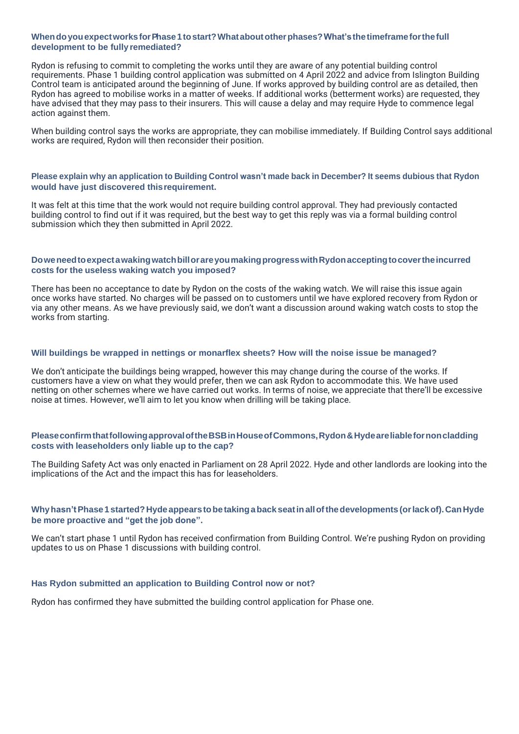**When do you expect works for Phase 1 to start? What about other phases? What's the timeframe for the full development to be fully remediated?**

Rydon is refusing to commit to completing the works until they are aware of any potential building control requirements. Phase 1 building control application was submitted on 4 April 2022 and advice from Islington Building Control team is anticipated around the beginning of June. If works approved by building control are as detailed, then Rydon has agreed to mobilise works in a matter of weeks. If additional works (betterment works) are requested, they have advised that they may pass to their insurers. This will cause a delay and may require Hyde to commence legal action against them.

When building control says the works are appropriate, they can mobilise immediately. If Building Control says additional works are required, Rydon will then reconsider their position.

**Please explain why an application to Building Control wasn't made back in December? It seems dubious that Rydon would have just discovered this requirement.**

It was felt at this time that the work would not require building control approval. They had previously contacted building control to find out if it was required, but the best way to get this reply was via a formal building control submission which they then submitted in April 2022.

**Do we need to expect a waking watch bill or are you making progress with Rydon accepting to cover the incurred costs for the useless waking watch you imposed?**

There has been no acceptance to date by Rydon on the costs of the waking watch. We will raise this issue again once works have started. No charges will be passed on to customers until we have explored recovery from Rydon or via any other means. As we have previously said, we don't want a discussion around waking watch costs to stop the works from starting.

**Will buildings be wrapped in nettings or monarflex sheets? How will the noise issue be managed?**

We don't anticipate the buildings being wrapped, however this may change during the course of the works. If customers have a view on what they would prefer, then we can ask Rydon to accommodate this. We have used netting on other schemes where we have carried out works. In terms of noise, we appreciate that there'll be excessive noise at times. However, we'll aim to let you know when drilling will be taking place.

**Please confirm that following approval of the BSB in House of Commons, Rydon & Hyde are liable for non cladding costs with leaseholders only liable up to the cap?**

The Building Safety Act was only enacted in Parliament on 28 April 2022. Hyde and other landlords are looking into the implications of the Act and the impact this has for leaseholders.

**Why hasn't Phase 1 started? Hyde appears to be taking a back seat in all of the developments (or lack of). Can Hyde be more proactive and "get the job done".**

We can't start phase 1 until Rydon has received confirmation from Building Control. We're pushing Rydon on providing updates to us on Phase 1 discussions with building control.

**Has Rydon submitted an application to Building Control now or not?**

Rydon has confirmed they have submitted the building control application for Phase one.